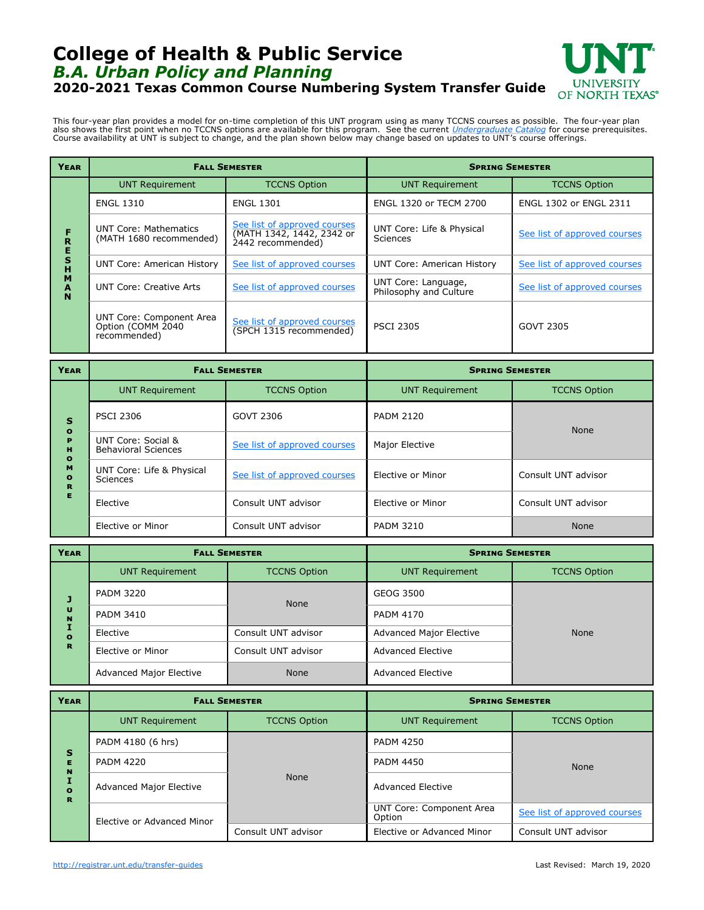# College of Health & Public Service

## *B.A. Urban Policy and Planning*

### 2020-2021 Texas Common Course Numbering System Transfer Guide

This four-year plan provides a model for on-time completion of this UNT program using as many TCCNS courses as possible. The four-year plan also shows the first point when no TCCNS options are available for this program. See the current *Undergraduate Catalog* for course prerequisites. Course availability at UNT is subject to change, and the plan shown below may change based on updates to UNT's course offerings.

| Year | Fall Semester | | Spring Semester | |
|---|---|---|---|---|
| | UNT Requirement | TCCNS Option | UNT Requirement | TCCNS Option |
| FRESHMAN | ENGL 1310 | ENGL 1301 | ENGL 1320 or TECM 2700 | ENGL 1302 or ENGL 2311 |
| | UNT Core: Mathematics (MATH 1680 recommended) | See list of approved courses (MATH 1342, 1442, 2342 or 2442 recommended) | UNT Core: Life & Physical Sciences | See list of approved courses |
| | UNT Core: American History | See list of approved courses | UNT Core: American History | See list of approved courses |
| | UNT Core: Creative Arts | See list of approved courses | UNT Core: Language, Philosophy and Culture | See list of approved courses |
| | UNT Core: Component Area Option (COMM 2040 recommended) | See list of approved courses (SPCH 1315 recommended) | PSCI 2305 | GOVT 2305 |

| Year | Fall Semester | | Spring Semester | |
|---|---|---|---|---|
| | UNT Requirement | TCCNS Option | UNT Requirement | TCCNS Option |
| SOPHOMORE | PSCI 2306 | GOVT 2306 | PADM 2120 | None |
| | UNT Core: Social & Behavioral Sciences | See list of approved courses | Major Elective | None |
| | UNT Core: Life & Physical Sciences | See list of approved courses | Elective or Minor | Consult UNT advisor |
| | Elective | Consult UNT advisor | Elective or Minor | Consult UNT advisor |
| | Elective or Minor | Consult UNT advisor | PADM 3210 | None |

| Year | Fall Semester | | Spring Semester | |
|---|---|---|---|---|
| | UNT Requirement | TCCNS Option | UNT Requirement | TCCNS Option |
| JUNIOR | PADM 3220 | None | GEOG 3500 | None |
| | PADM 3410 | None | PADM 4170 | None |
| | Elective | Consult UNT advisor | Advanced Major Elective | None |
| | Elective or Minor | Consult UNT advisor | Advanced Elective | None |
| | Advanced Major Elective | None | Advanced Elective | None |

| Year | Fall Semester | | Spring Semester | |
|---|---|---|---|---|
| | UNT Requirement | TCCNS Option | UNT Requirement | TCCNS Option |
| SENIOR | PADM 4180 (6 hrs) | None | PADM 4250 | None |
| | PADM 4220 | None | PADM 4450 | None |
| | Advanced Major Elective | None | Advanced Elective | None |
| | Elective or Advanced Minor | None | UNT Core: Component Area Option | See list of approved courses |
| | | Consult UNT advisor | Elective or Advanced Minor | Consult UNT advisor |

http://registrar.unt.edu/transfer-guides

Last Revised: March 19, 2020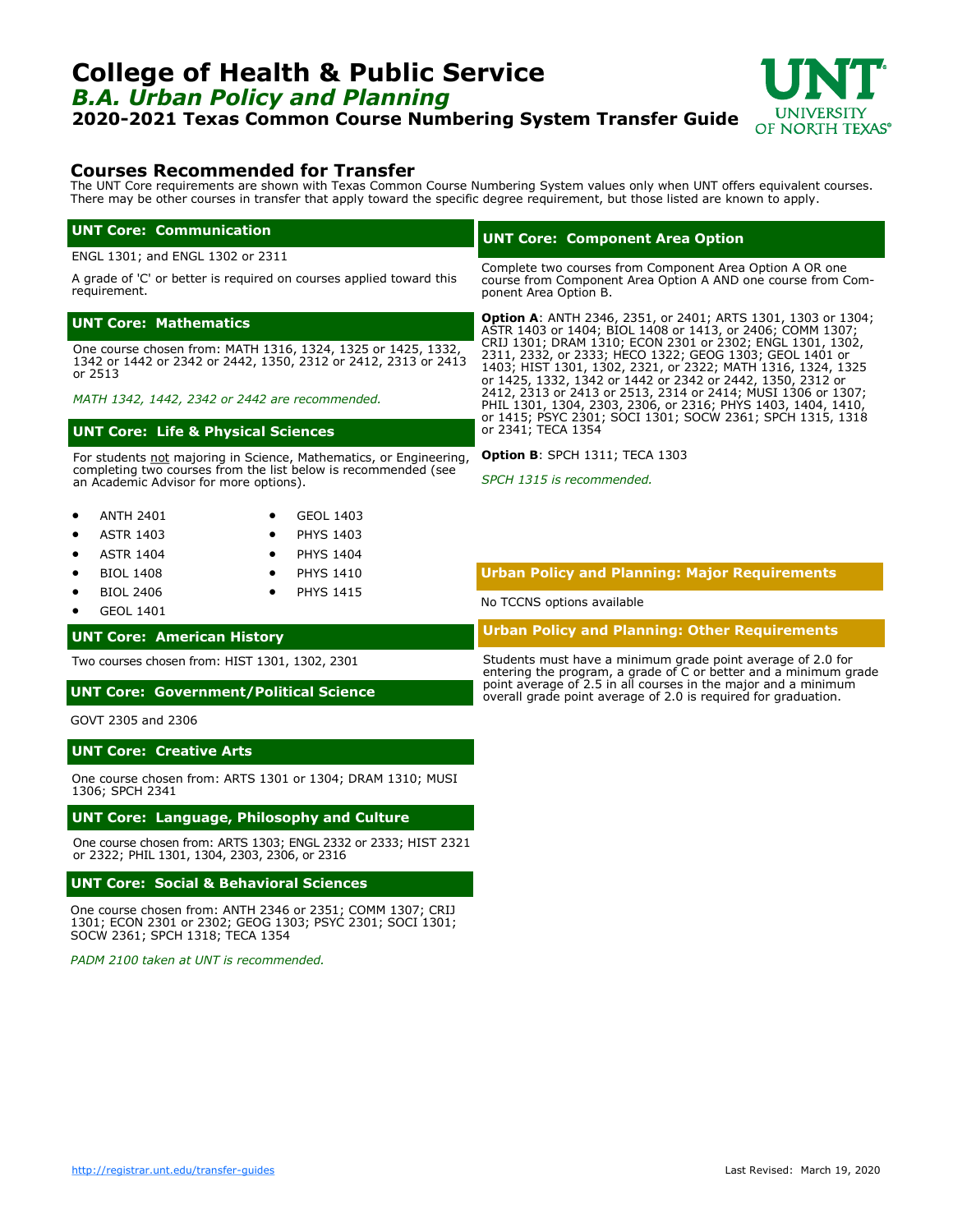# College of Health & Public Service

## *B.A. Urban Policy and Planning*

### 2020-2021 Texas Common Course Numbering System Transfer Guide

## Courses Recommended for Transfer

The UNT Core requirements are shown with Texas Common Course Numbering System values only when UNT offers equivalent courses. There may be other courses in transfer that apply toward the specific degree requirement, but those listed are known to apply.

### UNT Core: Communication

ENGL 1301; and ENGL 1302 or 2311

A grade of 'C' or better is required on courses applied toward this requirement.

### UNT Core: Mathematics

One course chosen from: MATH 1316, 1324, 1325 or 1425, 1332, 1342 or 1442 or 2342 or 2442, 1350, 2312 or 2412, 2313 or 2413 or 2513

*MATH 1342, 1442, 2342 or 2442 are recommended.*

### UNT Core: Life & Physical Sciences

For students not majoring in Science, Mathematics, or Engineering, completing two courses from the list below is recommended (see an Academic Advisor for more options).

- ANTH 2401
- ASTR 1403
- ASTR 1404
- BIOL 1408
- BIOL 2406
- GEOL 1401
- GEOL 1403
- PHYS 1403
- PHYS 1404
- PHYS 1410
- PHYS 1415

### UNT Core: American History

Two courses chosen from: HIST 1301, 1302, 2301

### UNT Core: Government/Political Science

GOVT 2305 and 2306

### UNT Core: Creative Arts

One course chosen from: ARTS 1301 or 1304; DRAM 1310; MUSI 1306; SPCH 2341

### UNT Core: Language, Philosophy and Culture

One course chosen from: ARTS 1303; ENGL 2332 or 2333; HIST 2321 or 2322; PHIL 1301, 1304, 2303, 2306, or 2316

### UNT Core: Social & Behavioral Sciences

One course chosen from: ANTH 2346 or 2351; COMM 1307; CRIJ 1301; ECON 2301 or 2302; GEOG 1303; PSYC 2301; SOCI 1301; SOCW 2361; SPCH 1318; TECA 1354

*PADM 2100 taken at UNT is recommended.*

### UNT Core: Component Area Option

Complete two courses from Component Area Option A OR one course from Component Area Option A AND one course from Component Area Option B.

**Option A**: ANTH 2346, 2351, or 2401; ARTS 1301, 1303 or 1304; ASTR 1403 or 1404; BIOL 1408 or 1413, or 2406; COMM 1307; CRIJ 1301; DRAM 1310; ECON 2301 or 2302; ENGL 1301, 1302, 2311, 2332, or 2333; HECO 1322; GEOG 1303; GEOL 1401 or 1403; HIST 1301, 1302, 2321, or 2322; MATH 1316, 1324, 1325 or 1425, 1332, 1342 or 1442 or 2342 or 2442, 1350, 2312 or 2412, 2313 or 2413 or 2513, 2314 or 2414; MUSI 1306 or 1307; PHIL 1301, 1304, 2303, 2306, or 2316; PHYS 1403, 1404, 1410, or 1415; PSYC 2301; SOCI 1301; SOCW 2361; SPCH 1315, 1318 or 2341; TECA 1354

**Option B**: SPCH 1311; TECA 1303

*SPCH 1315 is recommended.*

### Urban Policy and Planning: Major Requirements

No TCCNS options available

### Urban Policy and Planning: Other Requirements

Students must have a minimum grade point average of 2.0 for entering the program, a grade of C or better and a minimum grade point average of 2.5 in all courses in the major and a minimum overall grade point average of 2.0 is required for graduation.

http://registrar.unt.edu/transfer-guides

Last Revised: March 19, 2020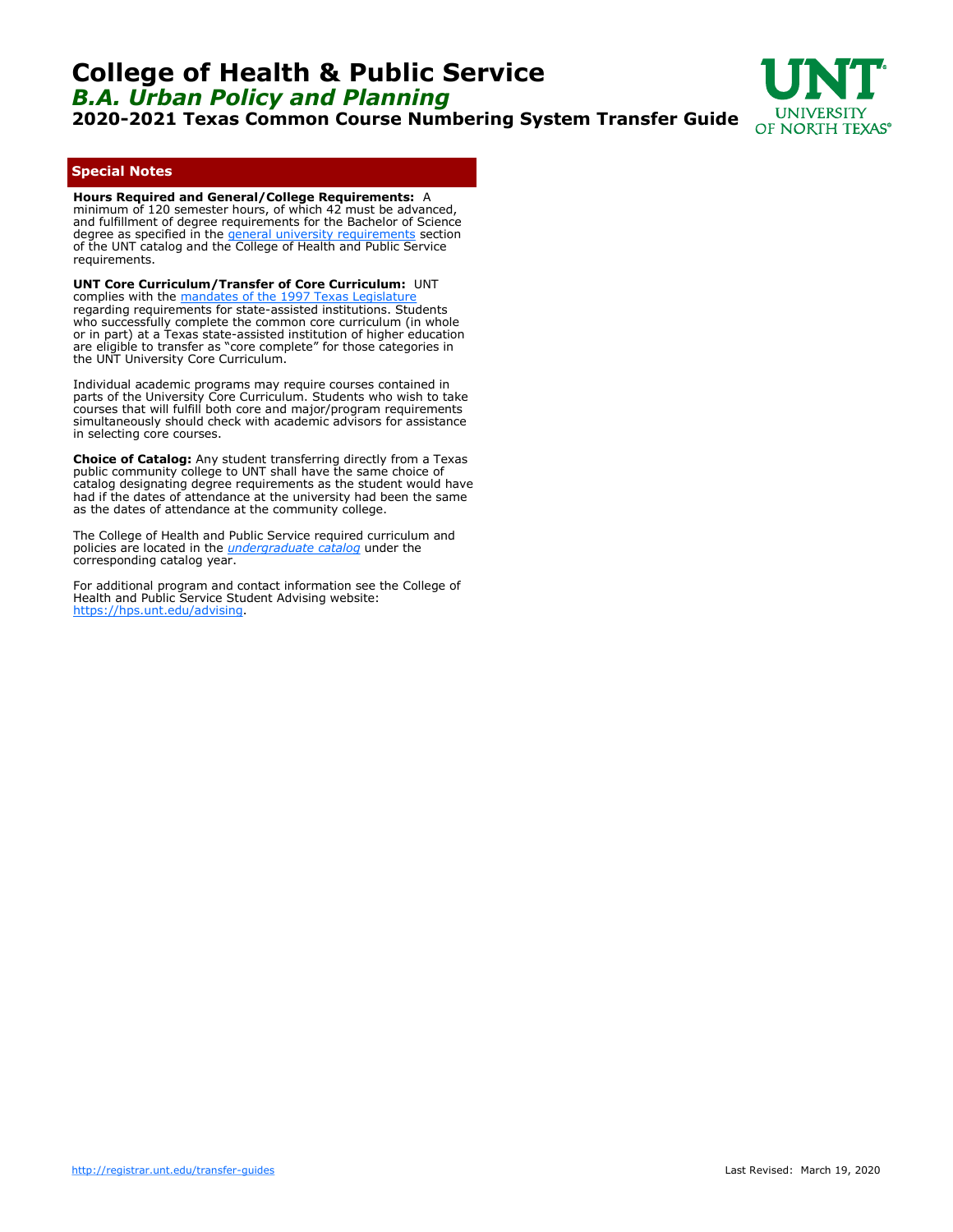# College of Health & Public Service

## *B.A. Urban Policy and Planning*

**2020-2021 Texas Common Course Numbering System Transfer Guide**

UNT UNIVERSITY OF NORTH TEXAS®

### Special Notes

**Hours Required and General/College Requirements:** A minimum of 120 semester hours, of which 42 must be advanced, and fulfillment of degree requirements for the Bachelor of Science degree as specified in the general university requirements section of the UNT catalog and the College of Health and Public Service requirements.

**UNT Core Curriculum/Transfer of Core Curriculum:** UNT complies with the mandates of the 1997 Texas Legislature regarding requirements for state-assisted institutions. Students who successfully complete the common core curriculum (in whole or in part) at a Texas state-assisted institution of higher education are eligible to transfer as "core complete" for those categories in the UNT University Core Curriculum.

Individual academic programs may require courses contained in parts of the University Core Curriculum. Students who wish to take courses that will fulfill both core and major/program requirements simultaneously should check with academic advisors for assistance in selecting core courses.

**Choice of Catalog:** Any student transferring directly from a Texas public community college to UNT shall have the same choice of catalog designating degree requirements as the student would have had if the dates of attendance at the university had been the same as the dates of attendance at the community college.

The College of Health and Public Service required curriculum and policies are located in the *undergraduate catalog* under the corresponding catalog year.

For additional program and contact information see the College of Health and Public Service Student Advising website: https://hps.unt.edu/advising.

http://registrar.unt.edu/transfer-guides

Last Revised: March 19, 2020